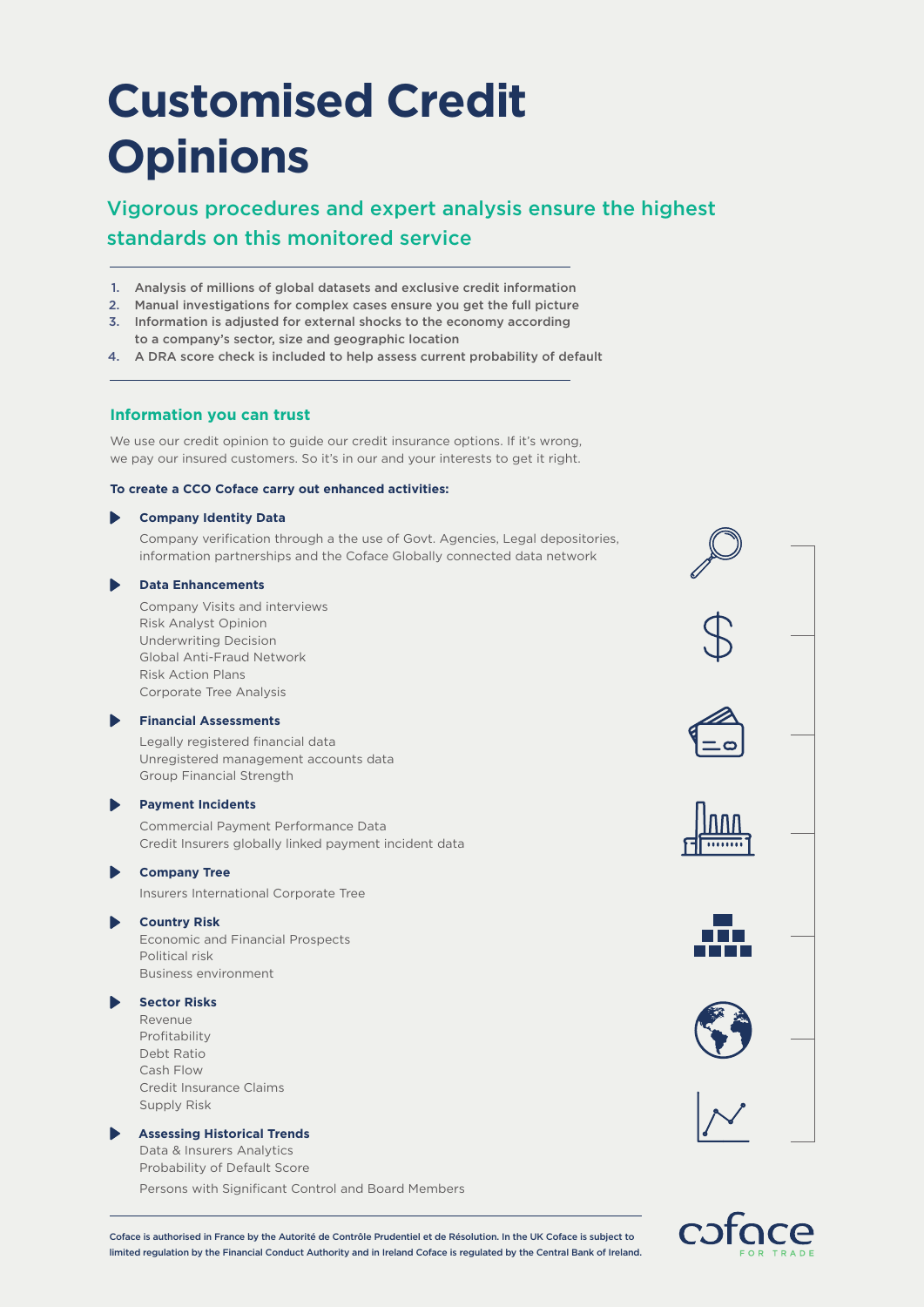# Customised Credit Opinions

## Vigorous procedures and expert analysis ensure the highest standards on this monitored service

1. Analysis of millions of global datasets and exclusive credit information
2. Manual investigations for complex cases ensure you get the full picture
3. Information is adjusted for external shocks to the economy according to a company's sector, size and geographic location
4. A DRA score check is included to help assess current probability of default

### Information you can trust

We use our credit opinion to guide our credit insurance options. If it's wrong, we pay our insured customers. So it's in our and your interests to get it right.

**To create a CCO Coface carry out enhanced activities:**

- **Company Identity Data**

  Company verification through a the use of Govt. Agencies, Legal depositories, information partnerships and the Coface Globally connected data network

- **Data Enhancements**

  Company Visits and interviews
  Risk Analyst Opinion
  Underwriting Decision
  Global Anti-Fraud Network
  Risk Action Plans
  Corporate Tree Analysis

- **Financial Assessments**

  Legally registered financial data
  Unregistered management accounts data
  Group Financial Strength

- **Payment Incidents**

  Commercial Payment Performance Data
  Credit Insurers globally linked payment incident data

- **Company Tree**

  Insurers International Corporate Tree

- **Country Risk**

  Economic and Financial Prospects
  Political risk
  Business environment

- **Sector Risks**

  Revenue
  Profitability
  Debt Ratio
  Cash Flow
  Credit Insurance Claims
  Supply Risk

- **Assessing Historical Trends**

  Data & Insurers Analytics
  Probability of Default Score
  Persons with Significant Control and Board Members

Coface is authorised in France by the Autorité de Contrôle Prudentiel et de Résolution. In the UK Coface is subject to limited regulation by the Financial Conduct Authority and in Ireland Coface is regulated by the Central Bank of Ireland.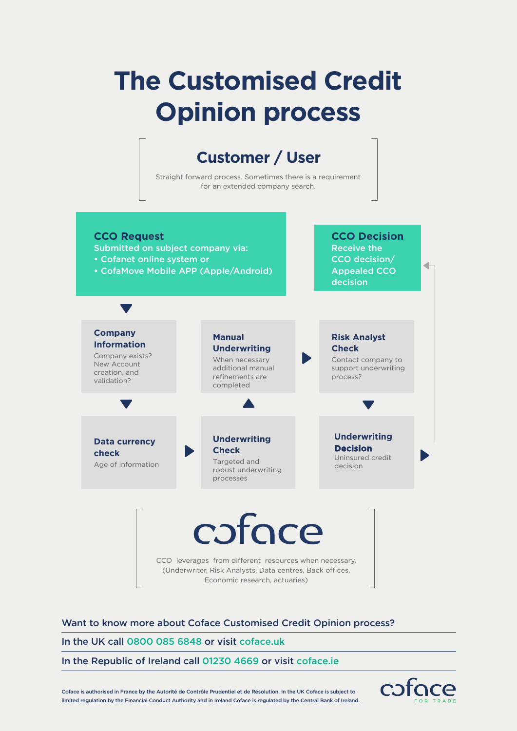# The Customised Credit Opinion process

## Customer / User

Straight forward process. Sometimes there is a requirement for an extended company search.

**CCO Request**
Submitted on subject company via:
- Cofanet online system or
- CofaMove Mobile APP (Apple/Android)

**Company Information**
Company exists? New Account creation, and validation?

**Data currency check**
Age of information

**Underwriting Check**
Targeted and robust underwriting processes

**Manual Underwriting**
When necessary additional manual refinements are completed

**Risk Analyst Check**
Contact company to support underwriting process?

**Underwriting Decision**
Uninsured credit decision

**CCO Decision**
Receive the CCO decision/ Appealed CCO decision

## coface

CCO leverages from different resources when necessary. (Underwriter, Risk Analysts, Data centres, Back offices, Economic research, actuaries)

Want to know more about Coface Customised Credit Opinion process?

In the UK call 0800 085 6848 or visit coface.uk

In the Republic of Ireland call 01230 4669 or visit coface.ie

Coface is authorised in France by the Autorité de Contrôle Prudentiel et de Résolution. In the UK Coface is subject to limited regulation by the Financial Conduct Authority and in Ireland Coface is regulated by the Central Bank of Ireland.

coface FOR TRADE